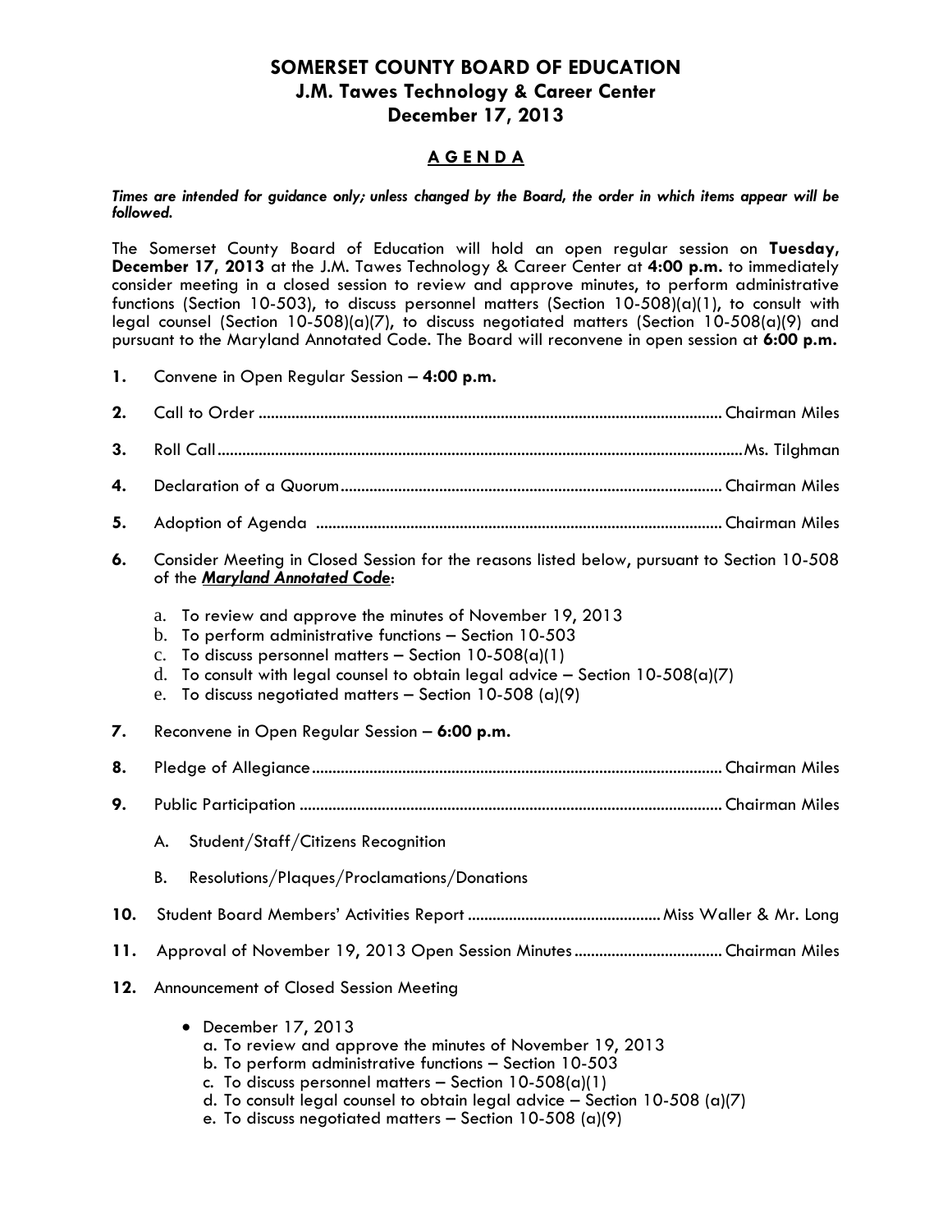# SOMERSET COUNTY BOARD OF EDUCATION
## J.M. Tawes Technology & Career Center
## December 17, 2013

### AGENDA

***Times are intended for guidance only; unless changed by the Board, the order in which items appear will be followed.***

The Somerset County Board of Education will hold an open regular session on **Tuesday, December 17, 2013** at the J.M. Tawes Technology & Career Center at **4:00 p.m.** to immediately consider meeting in a closed session to review and approve minutes, to perform administrative functions (Section 10-503), to discuss personnel matters (Section 10-508)(a)(1), to consult with legal counsel (Section 10-508)(a)(7), to discuss negotiated matters (Section 10-508(a)(9) and pursuant to the Maryland Annotated Code. The Board will reconvene in open session at **6:00 p.m.**

**1.** Convene in Open Regular Session – **4:00 p.m.**

**2.** Call to Order .......... Chairman Miles

**3.** Roll Call .......... Ms. Tilghman

**4.** Declaration of a Quorum .......... Chairman Miles

**5.** Adoption of Agenda .......... Chairman Miles

**6.** Consider Meeting in Closed Session for the reasons listed below, pursuant to Section 10-508 of the ***Maryland Annotated Code***:

a. To review and approve the minutes of November 19, 2013
b. To perform administrative functions – Section 10-503
c. To discuss personnel matters – Section 10-508(a)(1)
d. To consult with legal counsel to obtain legal advice – Section 10-508(a)(7)
e. To discuss negotiated matters – Section 10-508 (a)(9)

**7.** Reconvene in Open Regular Session – **6:00 p.m.**

**8.** Pledge of Allegiance .......... Chairman Miles

**9.** Public Participation .......... Chairman Miles

A. Student/Staff/Citizens Recognition

B. Resolutions/Plaques/Proclamations/Donations

**10.** Student Board Members' Activities Report .......... Miss Waller & Mr. Long

**11.** Approval of November 19, 2013 Open Session Minutes .......... Chairman Miles

**12.** Announcement of Closed Session Meeting

- December 17, 2013
  a. To review and approve the minutes of November 19, 2013
  b. To perform administrative functions – Section 10-503
  c. To discuss personnel matters – Section 10-508(a)(1)
  d. To consult legal counsel to obtain legal advice – Section 10-508 (a)(7)
  e. To discuss negotiated matters – Section 10-508 (a)(9)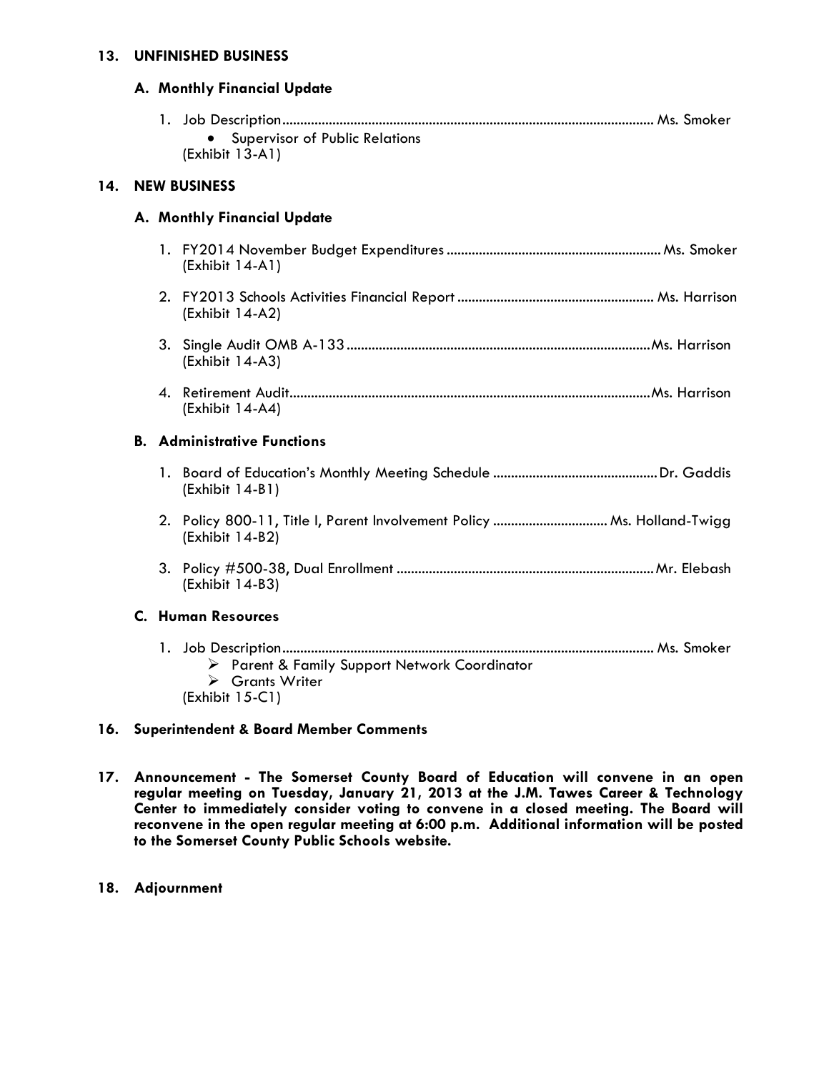## 13. UNFINISHED BUSINESS

### A. Monthly Financial Update

1. Job Description....................................................................................................... Ms. Smoker
   - Supervisor of Public Relations

   (Exhibit 13-A1)

## 14. NEW BUSINESS

### A. Monthly Financial Update

1. FY2014 November Budget Expenditures ........................................................... Ms. Smoker
   (Exhibit 14-A1)

2. FY2013 Schools Activities Financial Report ....................................................... Ms. Harrison
   (Exhibit 14-A2)

3. Single Audit OMB A-133....................................................................................Ms. Harrison
   (Exhibit 14-A3)

4. Retirement Audit....................................................................................................Ms. Harrison
   (Exhibit 14-A4)

### B. Administrative Functions

1. Board of Education's Monthly Meeting Schedule .............................................Dr. Gaddis
   (Exhibit 14-B1)

2. Policy 800-11, Title I, Parent Involvement Policy ................................ Ms. Holland-Twigg
   (Exhibit 14-B2)

3. Policy #500-38, Dual Enrollment .......................................................................Mr. Elebash
   (Exhibit 14-B3)

### C. Human Resources

1. Job Description....................................................................................................... Ms. Smoker
   - Parent & Family Support Network Coordinator
   - Grants Writer

   (Exhibit 15-C1)

## 16. Superintendent & Board Member Comments

## 17. Announcement - The Somerset County Board of Education will convene in an open regular meeting on Tuesday, January 21, 2013 at the J.M. Tawes Career & Technology Center to immediately consider voting to convene in a closed meeting. The Board will reconvene in the open regular meeting at 6:00 p.m. Additional information will be posted to the Somerset County Public Schools website.

## 18. Adjournment